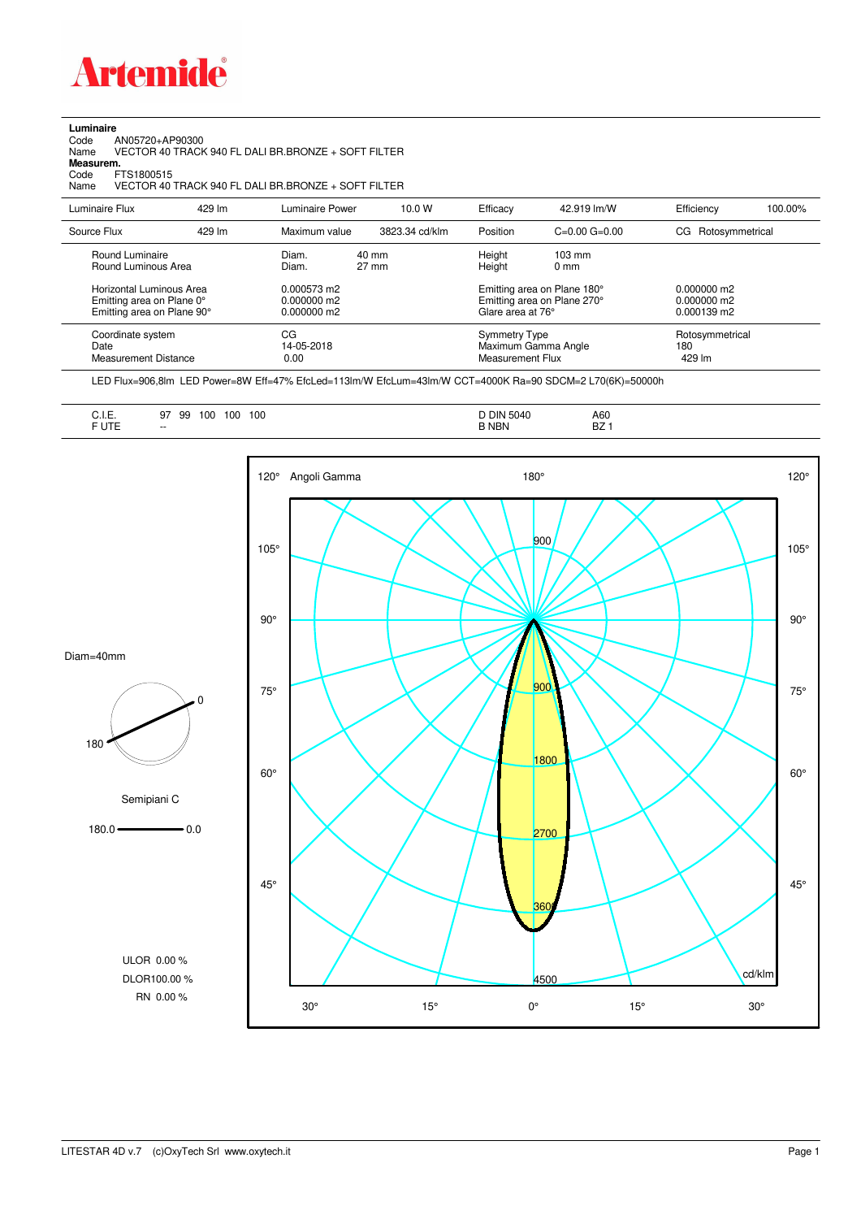# Artemide

**Luminaire**

Code AN05720+AP90300

Name VECTOR 40 TRACK 940 FL DALI BR.BRONZE + SOFT FILTER

**Measurem.**

Code FTS1800515

Name VECTOR 40 TRACK 940 FL DALI BR.BRONZE + SOFT FILTER

| Luminaire Flux | 429 lm | Luminaire Power | 10.0 W | Efficacy | 42.919 lm/W | Efficiency | 100.00% |
|---|---|---|---|---|---|---|---|
| Source Flux | 429 lm | Maximum value | 3823.34 cd/klm | Position | C=0.00 G=0.00 | CG | Rotosymmetrical |

| | | | |
|---|---|---|---|
| Round Luminaire | Diam. 40 mm | Height 103 mm | |
| Round Luminous Area | Diam. 27 mm | Height 0 mm | |
| Horizontal Luminous Area | 0.000573 m2 | Emitting area on Plane 180° | 0.000000 m2 |
| Emitting area on Plane 0° | 0.000000 m2 | Emitting area on Plane 270° | 0.000000 m2 |
| Emitting area on Plane 90° | 0.000000 m2 | Glare area at 76° | 0.000139 m2 |
| Coordinate system | CG | Symmetry Type | Rotosymmetrical |
| Date | 14-05-2018 | Maximum Gamma Angle | 180 |
| Measurement Distance | 0.00 | Measurement Flux | 429 lm |

LED Flux=906,8lm LED Power=8W Eff=47% EfcLed=113lm/W EfcLum=43lm/W CCT=4000K Ra=90 SDCM=2 L70(6K)=50000h

| | | | |
|---|---|---|---|
| C.I.E. | 97 99 100 100 100 | D DIN 5040 | A60 |
| F UTE | -- | B NBN | BZ 1 |

Diam=40mm

Semipiani C

180.0 — 0.0

ULOR 0.00 %

DLOR100.00 %

RN 0.00 %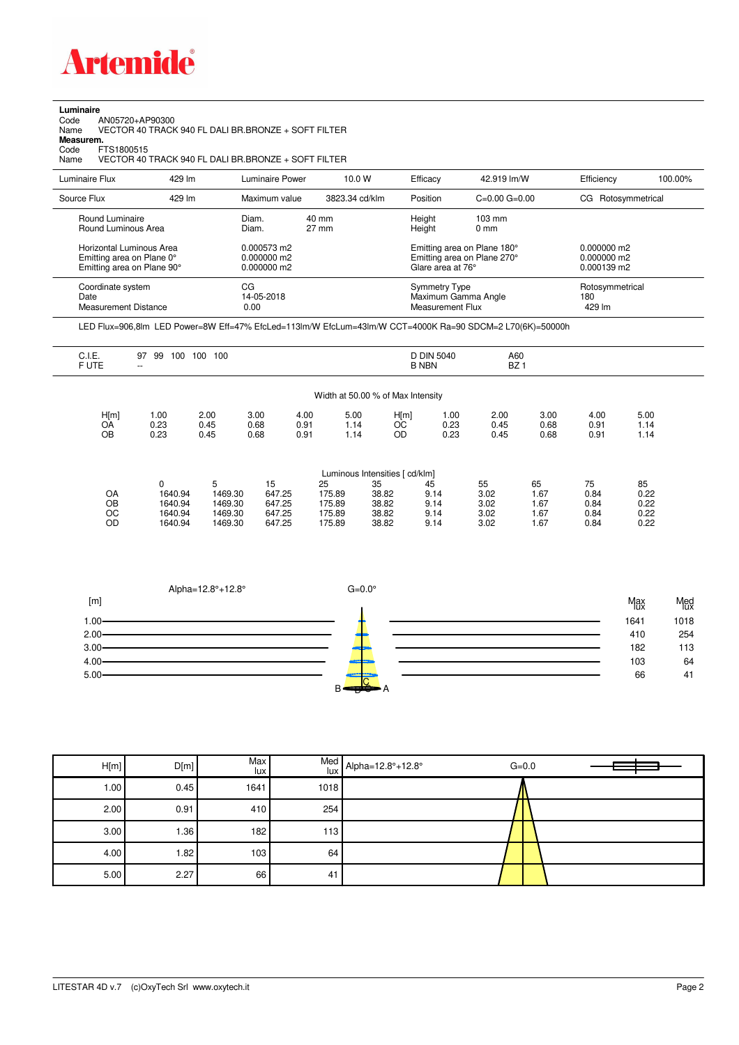**Artemide**

**Luminaire**

Code AN05720+AP90300

Name VECTOR 40 TRACK 940 FL DALI BR.BRONZE + SOFT FILTER

**Measurem.**

Code FTS1800515

Name VECTOR 40 TRACK 940 FL DALI BR.BRONZE + SOFT FILTER

| | | | | | | | |
|---|---|---|---|---|---|---|---|
| Luminaire Flux | 429 lm | Luminaire Power | 10.0 W | Efficacy | 42.919 lm/W | Efficiency | 100.00% |
| Source Flux | 429 lm | Maximum value | 3823.34 cd/klm | Position | C=0.00 G=0.00 | CG Rotosymmetrical | |

| | | | | | | |
|---|---|---|---|---|---|---|
| Round Luminaire | Diam. | 40 mm | Height | 103 mm | | |
| Round Luminous Area | Diam. | 27 mm | Height | 0 mm | | |
| Horizontal Luminous Area | 0.000573 m2 | | Emitting area on Plane 180° | | 0.000000 m2 | |
| Emitting area on Plane 0° | 0.000000 m2 | | Emitting area on Plane 270° | | 0.000000 m2 | |
| Emitting area on Plane 90° | 0.000000 m2 | | Glare area at 76° | | 0.000139 m2 | |
| Coordinate system | CG | | Symmetry Type | | Rotosymmetrical | |
| Date | 14-05-2018 | | Maximum Gamma Angle | | 180 | |
| Measurement Distance | 0.00 | | Measurement Flux | | 429 lm | |

LED Flux=906,8lm LED Power=8W Eff=47% EfcLed=113lm/W EfcLum=43lm/W CCT=4000K Ra=90 SDCM=2 L70(6K)=50000h

| | | | |
|---|---|---|---|
| C.I.E. | 97 99 100 100 100 | D DIN 5040 | A60 |
| F UTE | -- | B NBN | BZ 1 |

Width at 50.00 % of Max Intensity

| H[m] | 1.00 | 2.00 | 3.00 | 4.00 | 5.00 | H[m] | 1.00 | 2.00 | 3.00 | 4.00 | 5.00 |
|---|---|---|---|---|---|---|---|---|---|---|---|
| OA | 0.23 | 0.45 | 0.68 | 0.91 | 1.14 | OC | 0.23 | 0.45 | 0.68 | 0.91 | 1.14 |
| OB | 0.23 | 0.45 | 0.68 | 0.91 | 1.14 | OD | 0.23 | 0.45 | 0.68 | 0.91 | 1.14 |

Luminous Intensities [ cd/klm]

| | 0 | 5 | 15 | 25 | 35 | 45 | 55 | 65 | 75 | 85 |
|---|---|---|---|---|---|---|---|---|---|---|
| OA | 1640.94 | 1469.30 | 647.25 | 175.89 | 38.82 | 9.14 | 3.02 | 1.67 | 0.84 | 0.22 |
| OB | 1640.94 | 1469.30 | 647.25 | 175.89 | 38.82 | 9.14 | 3.02 | 1.67 | 0.84 | 0.22 |
| OC | 1640.94 | 1469.30 | 647.25 | 175.89 | 38.82 | 9.14 | 3.02 | 1.67 | 0.84 | 0.22 |
| OD | 1640.94 | 1469.30 | 647.25 | 175.89 | 38.82 | 9.14 | 3.02 | 1.67 | 0.84 | 0.22 |

Alpha=12.8°+12.8°

G=0.0°

[m]

1.00
2.00
3.00
4.00
5.00

B D C A

Max lux: 1641, 410, 182, 103, 66

Med lux: 1018, 254, 113, 64, 41

| H[m] | D[m] | Max lux | Med lux | Alpha=12.8°+12.8° G=0.0 |
|---|---|---|---|---|
| 1.00 | 0.45 | 1641 | 1018 | |
| 2.00 | 0.91 | 410 | 254 | |
| 3.00 | 1.36 | 182 | 113 | |
| 4.00 | 1.82 | 103 | 64 | |
| 5.00 | 2.27 | 66 | 41 | |

LITESTAR 4D v.7 (c)OxyTech Srl www.oxytech.it